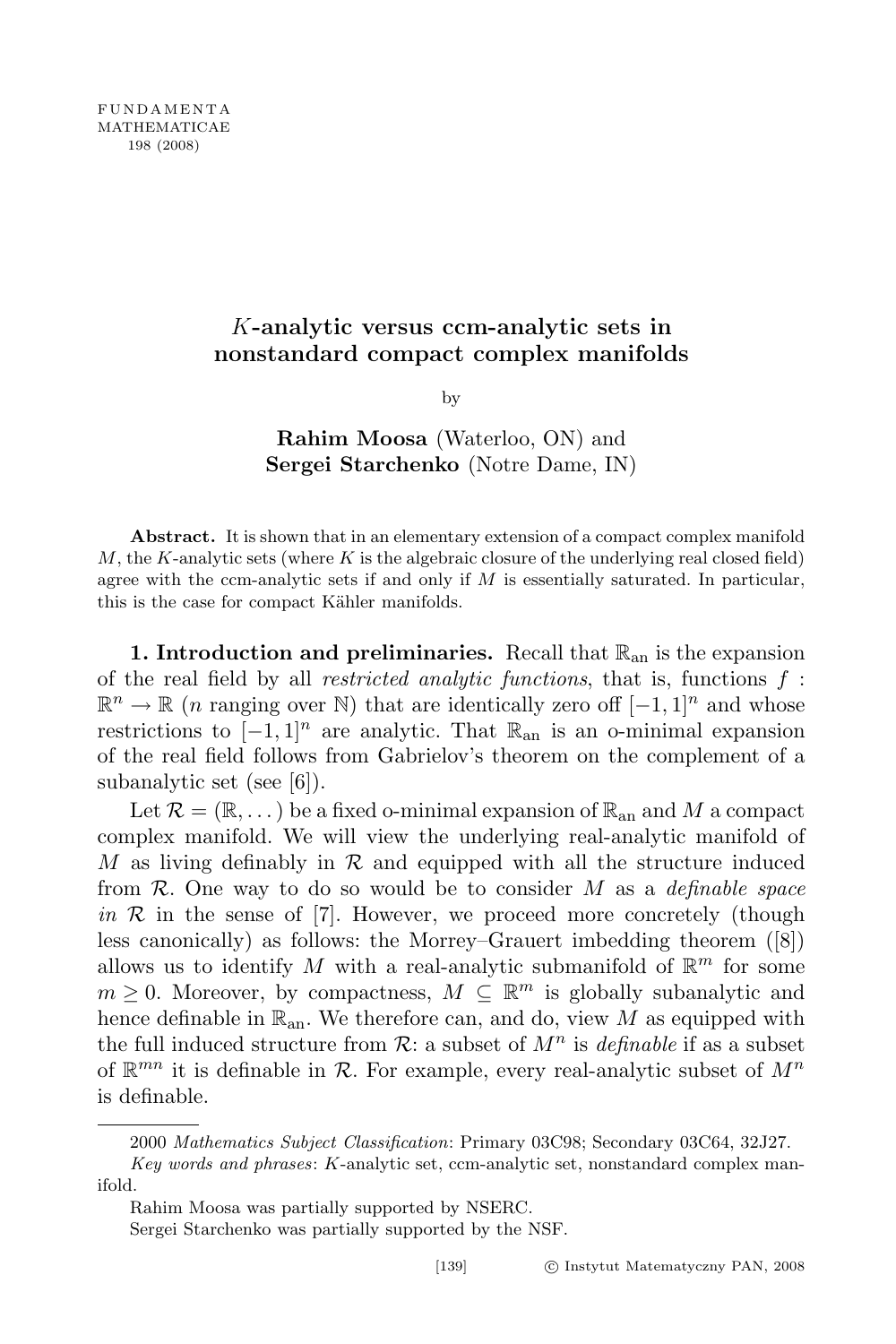# $K$-analytic versus ccm-analytic sets in nonstandard compact complex manifolds

by

**Rahim Moosa** (Waterloo, ON) and **Sergei Starchenko** (Notre Dame, IN)

**Abstract.** It is shown that in an elementary extension of a compact complex manifold $M$, the $K$-analytic sets (where $K$ is the algebraic closure of the underlying real closed field) agree with the ccm-analytic sets if and only if $M$ is essentially saturated. In particular, this is the case for compact Kähler manifolds.

**1. Introduction and preliminaries.** Recall that $\mathbb{R}_{\mathrm{an}}$ is the expansion of the real field by all *restricted analytic functions*, that is, functions $f : \mathbb{R}^n \to \mathbb{R}$ ($n$ ranging over $\mathbb{N}$) that are identically zero off $[-1,1]^n$ and whose restrictions to $[-1,1]^n$ are analytic. That $\mathbb{R}_{\mathrm{an}}$ is an o-minimal expansion of the real field follows from Gabrielov's theorem on the complement of a subanalytic set (see [6]).

Let $\mathcal{R} = (\mathbb{R}, \dots)$ be a fixed o-minimal expansion of $\mathbb{R}_{\mathrm{an}}$ and $M$ a compact complex manifold. We will view the underlying real-analytic manifold of $M$ as living definably in $\mathcal{R}$ and equipped with all the structure induced from $\mathcal{R}$. One way to do so would be to consider $M$ as a *definable space in* $\mathcal{R}$ in the sense of [7]. However, we proceed more concretely (though less canonically) as follows: the Morrey–Grauert imbedding theorem ([8]) allows us to identify $M$ with a real-analytic submanifold of $\mathbb{R}^m$ for some $m \geq 0$. Moreover, by compactness, $M \subseteq \mathbb{R}^m$ is globally subanalytic and hence definable in $\mathbb{R}_{\mathrm{an}}$. We therefore can, and do, view $M$ as equipped with the full induced structure from $\mathcal{R}$: a subset of $M^n$ is *definable* if as a subset of $\mathbb{R}^{mn}$ it is definable in $\mathcal{R}$. For example, every real-analytic subset of $M^n$ is definable.

---

2000 *Mathematics Subject Classification*: Primary 03C98; Secondary 03C64, 32J27.

*Key words and phrases*: $K$-analytic set, ccm-analytic set, nonstandard complex manifold.

Rahim Moosa was partially supported by NSERC.

Sergei Starchenko was partially supported by the NSF.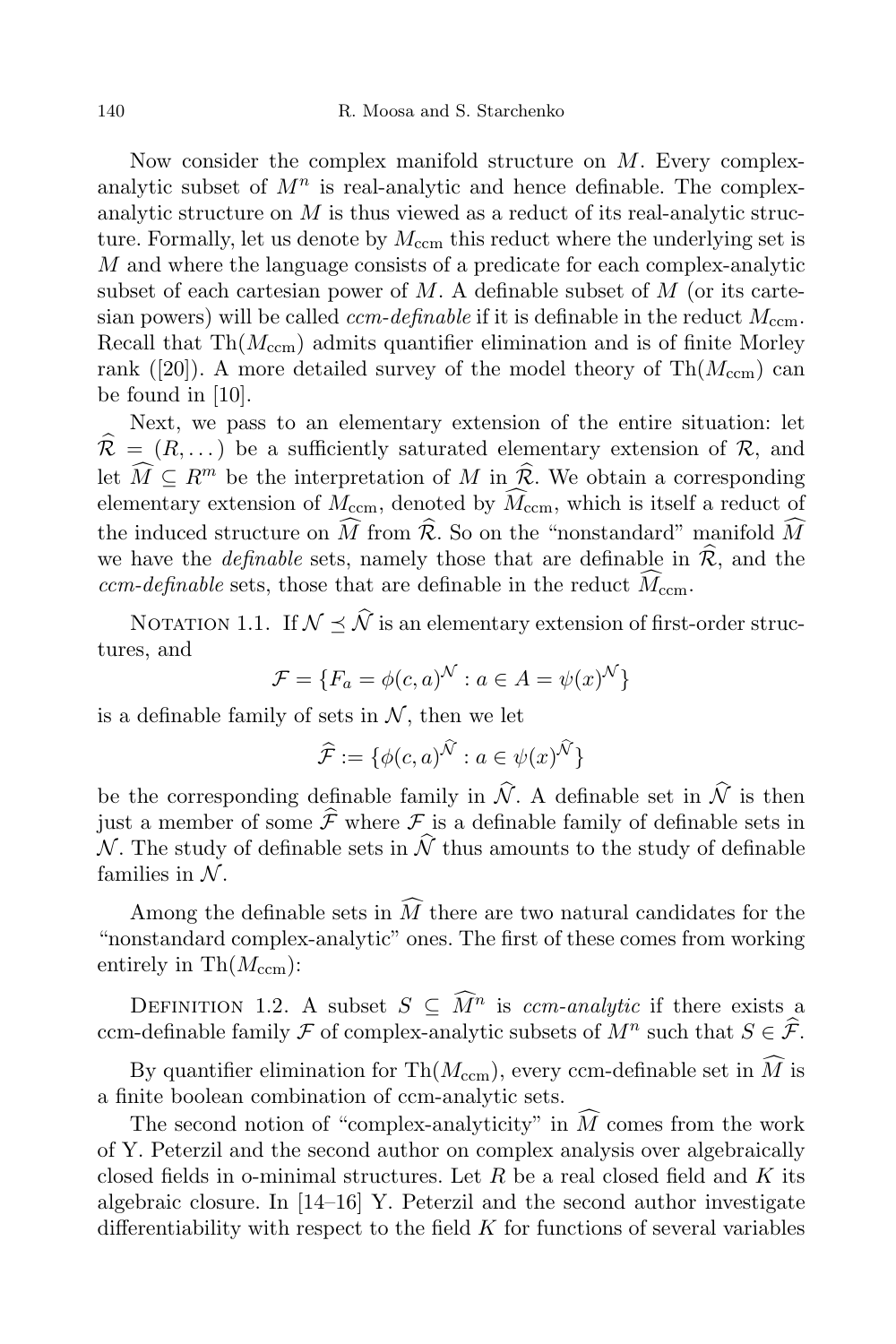Now consider the complex manifold structure on $M$. Every complex-analytic subset of $M^n$ is real-analytic and hence definable. The complex-analytic structure on $M$ is thus viewed as a reduct of its real-analytic structure. Formally, let us denote by $M_{\rm ccm}$ this reduct where the underlying set is $M$ and where the language consists of a predicate for each complex-analytic subset of each cartesian power of $M$. A definable subset of $M$ (or its cartesian powers) will be called *ccm-definable* if it is definable in the reduct $M_{\rm ccm}$. Recall that $\mathrm{Th}(M_{\rm ccm})$ admits quantifier elimination and is of finite Morley rank ([20]). A more detailed survey of the model theory of $\mathrm{Th}(M_{\rm ccm})$ can be found in [10].

Next, we pass to an elementary extension of the entire situation: let $\widehat{\mathcal{R}} = (R, \dots)$ be a sufficiently saturated elementary extension of $\mathcal{R}$, and let $\widehat{M} \subseteq R^m$ be the interpretation of $M$ in $\widehat{\mathcal{R}}$. We obtain a corresponding elementary extension of $M_{\rm ccm}$, denoted by $\widehat{M}_{\rm ccm}$, which is itself a reduct of the induced structure on $\widehat{M}$ from $\widehat{\mathcal{R}}$. So on the "nonstandard" manifold $\widehat{M}$ we have the *definable* sets, namely those that are definable in $\widehat{\mathcal{R}}$, and the *ccm-definable* sets, those that are definable in the reduct $\widehat{M}_{\rm ccm}$.

NOTATION 1.1. If $\mathcal{N} \preceq \widehat{\mathcal{N}}$ is an elementary extension of first-order structures, and

$$\mathcal{F} = \{F_a = \phi(c,a)^{\mathcal{N}} : a \in A = \psi(x)^{\mathcal{N}}\}$$

is a definable family of sets in $\mathcal{N}$, then we let

$$\widehat{\mathcal{F}} := \{\phi(c,a)^{\widehat{\mathcal{N}}} : a \in \psi(x)^{\widehat{\mathcal{N}}}\}$$

be the corresponding definable family in $\widehat{\mathcal{N}}$. A definable set in $\widehat{\mathcal{N}}$ is then just a member of some $\widehat{\mathcal{F}}$ where $\mathcal{F}$ is a definable family of definable sets in $\mathcal{N}$. The study of definable sets in $\widehat{\mathcal{N}}$ thus amounts to the study of definable families in $\mathcal{N}$.

Among the definable sets in $\widehat{M}$ there are two natural candidates for the "nonstandard complex-analytic" ones. The first of these comes from working entirely in $\mathrm{Th}(M_{\rm ccm})$:

DEFINITION 1.2. A subset $S \subseteq \widehat{M}^n$ is *ccm-analytic* if there exists a ccm-definable family $\mathcal{F}$ of complex-analytic subsets of $M^n$ such that $S \in \widehat{\mathcal{F}}$.

By quantifier elimination for $\mathrm{Th}(M_{\rm ccm})$, every ccm-definable set in $\widehat{M}$ is a finite boolean combination of ccm-analytic sets.

The second notion of "complex-analyticity" in $\widehat{M}$ comes from the work of Y. Peterzil and the second author on complex analysis over algebraically closed fields in o-minimal structures. Let $R$ be a real closed field and $K$ its algebraic closure. In [14–16] Y. Peterzil and the second author investigate differentiability with respect to the field $K$ for functions of several variables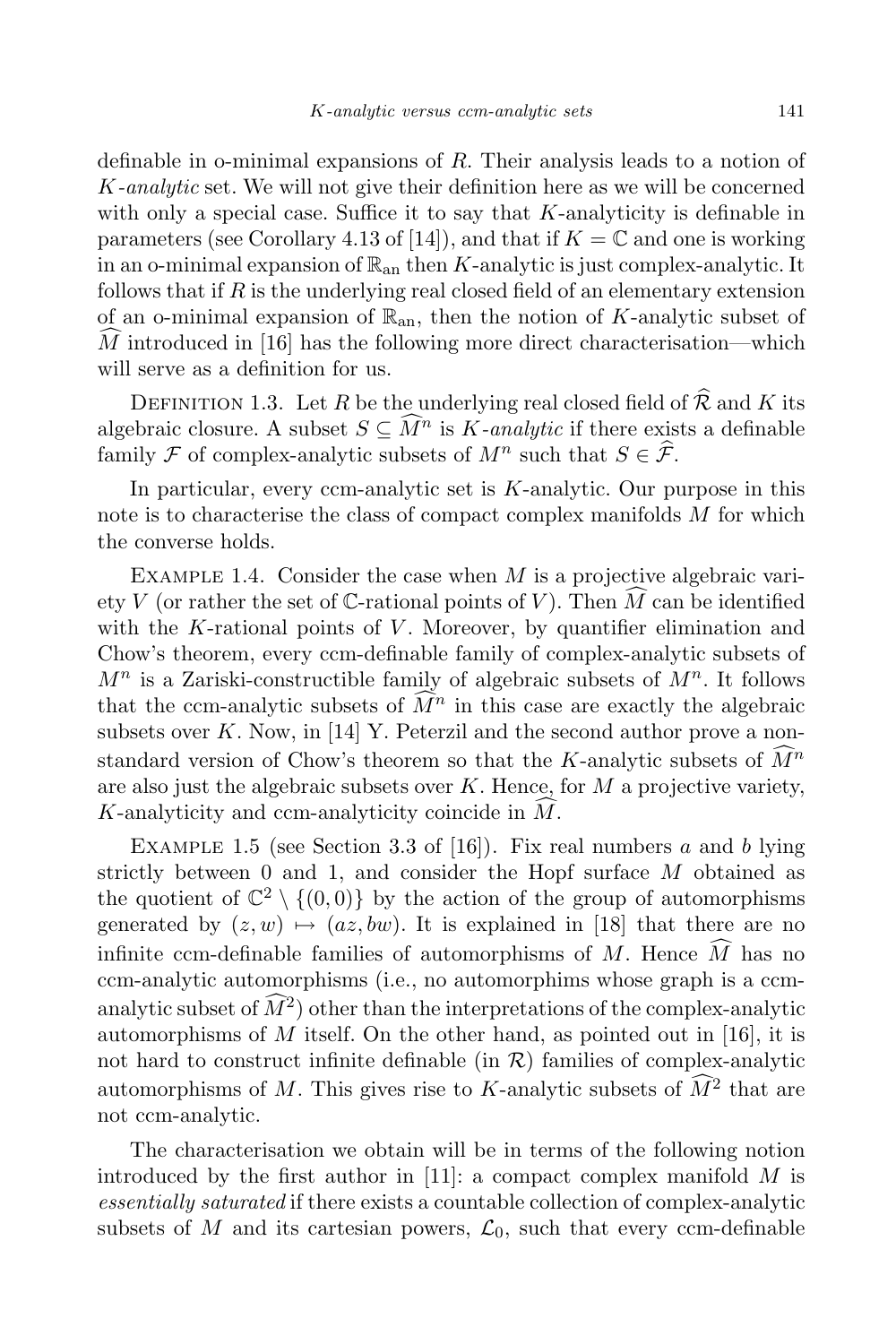definable in o-minimal expansions of $R$. Their analysis leads to a notion of $K$-*analytic* set. We will not give their definition here as we will be concerned with only a special case. Suffice it to say that $K$-analyticity is definable in parameters (see Corollary 4.13 of [14]), and that if $K = \mathbb{C}$ and one is working in an o-minimal expansion of $\mathbb{R}_{\mathrm{an}}$ then $K$-analytic is just complex-analytic. It follows that if $R$ is the underlying real closed field of an elementary extension of an o-minimal expansion of $\mathbb{R}_{\mathrm{an}}$, then the notion of $K$-analytic subset of $\widehat{M}$ introduced in [16] has the following more direct characterisation—which will serve as a definition for us.

Definition 1.3. Let $R$ be the underlying real closed field of $\widehat{\mathcal{R}}$ and $K$ its algebraic closure. A subset $S \subseteq \widehat{M}^n$ is $K$-*analytic* if there exists a definable family $\mathcal{F}$ of complex-analytic subsets of $M^n$ such that $S \in \widehat{\mathcal{F}}$.

In particular, every ccm-analytic set is $K$-analytic. Our purpose in this note is to characterise the class of compact complex manifolds $M$ for which the converse holds.

Example 1.4. Consider the case when $M$ is a projective algebraic variety $V$ (or rather the set of $\mathbb{C}$-rational points of $V$). Then $\widehat{M}$ can be identified with the $K$-rational points of $V$. Moreover, by quantifier elimination and Chow's theorem, every ccm-definable family of complex-analytic subsets of $M^n$ is a Zariski-constructible family of algebraic subsets of $M^n$. It follows that the ccm-analytic subsets of $\widehat{M}^n$ in this case are exactly the algebraic subsets over $K$. Now, in [14] Y. Peterzil and the second author prove a nonstandard version of Chow's theorem so that the $K$-analytic subsets of $\widehat{M}^n$ are also just the algebraic subsets over $K$. Hence, for $M$ a projective variety, $K$-analyticity and ccm-analyticity coincide in $\widehat{M}$.

Example 1.5 (see Section 3.3 of [16]). Fix real numbers $a$ and $b$ lying strictly between 0 and 1, and consider the Hopf surface $M$ obtained as the quotient of $\mathbb{C}^2 \setminus \{(0,0)\}$ by the action of the group of automorphisms generated by $(z,w) \mapsto (az, bw)$. It is explained in [18] that there are no infinite ccm-definable families of automorphisms of $M$. Hence $\widehat{M}$ has no ccm-analytic automorphisms (i.e., no automorphims whose graph is a ccm-analytic subset of $\widehat{M}^2$) other than the interpretations of the complex-analytic automorphisms of $M$ itself. On the other hand, as pointed out in [16], it is not hard to construct infinite definable (in $\mathcal{R}$) families of complex-analytic automorphisms of $M$. This gives rise to $K$-analytic subsets of $\widehat{M}^2$ that are not ccm-analytic.

The characterisation we obtain will be in terms of the following notion introduced by the first author in [11]: a compact complex manifold $M$ is *essentially saturated* if there exists a countable collection of complex-analytic subsets of $M$ and its cartesian powers, $\mathcal{L}_0$, such that every ccm-definable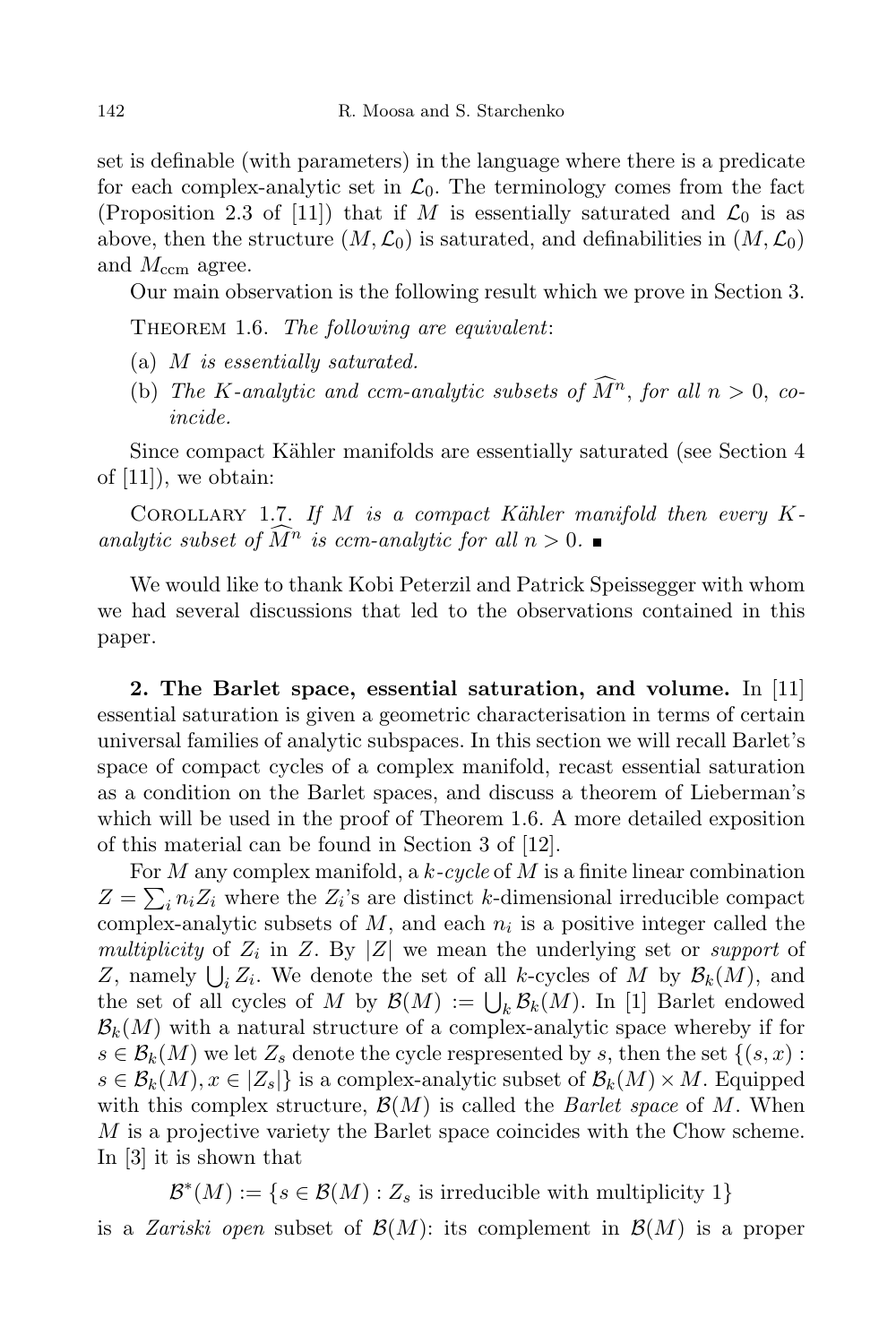set is definable (with parameters) in the language where there is a predicate for each complex-analytic set in $\mathcal{L}_0$. The terminology comes from the fact (Proposition 2.3 of [11]) that if $M$ is essentially saturated and $\mathcal{L}_0$ is as above, then the structure $(M, \mathcal{L}_0)$ is saturated, and definabilities in $(M, \mathcal{L}_0)$ and $M_{\text{ccm}}$ agree.

Our main observation is the following result which we prove in Section 3.

Theorem 1.6. *The following are equivalent*:

(a) *$M$ is essentially saturated.*

(b) *The $K$-analytic and ccm-analytic subsets of $\widehat{M}^n$, for all $n > 0$, coincide.*

Since compact Kähler manifolds are essentially saturated (see Section 4 of [11]), we obtain:

Corollary 1.7. *If $M$ is a compact Kähler manifold then every $K$-analytic subset of $\widehat{M}^n$ is ccm-analytic for all $n > 0$.* ∎

We would like to thank Kobi Peterzil and Patrick Speissegger with whom we had several discussions that led to the observations contained in this paper.

**2. The Barlet space, essential saturation, and volume.** In [11] essential saturation is given a geometric characterisation in terms of certain universal families of analytic subspaces. In this section we will recall Barlet's space of compact cycles of a complex manifold, recast essential saturation as a condition on the Barlet spaces, and discuss a theorem of Lieberman's which will be used in the proof of Theorem 1.6. A more detailed exposition of this material can be found in Section 3 of [12].

For $M$ any complex manifold, a *$k$-cycle* of $M$ is a finite linear combination $Z = \sum_i n_i Z_i$ where the $Z_i$'s are distinct $k$-dimensional irreducible compact complex-analytic subsets of $M$, and each $n_i$ is a positive integer called the *multiplicity* of $Z_i$ in $Z$. By $|Z|$ we mean the underlying set or *support* of $Z$, namely $\bigcup_i Z_i$. We denote the set of all $k$-cycles of $M$ by $\mathcal{B}_k(M)$, and the set of all cycles of $M$ by $\mathcal{B}(M) := \bigcup_k \mathcal{B}_k(M)$. In [1] Barlet endowed $\mathcal{B}_k(M)$ with a natural structure of a complex-analytic space whereby if for $s \in \mathcal{B}_k(M)$ we let $Z_s$ denote the cycle respresented by $s$, then the set $\{(s, x) : s \in \mathcal{B}_k(M), x \in |Z_s|\}$ is a complex-analytic subset of $\mathcal{B}_k(M) \times M$. Equipped with this complex structure, $\mathcal{B}(M)$ is called the *Barlet space* of $M$. When $M$ is a projective variety the Barlet space coincides with the Chow scheme. In [3] it is shown that

$$\mathcal{B}^*(M) := \{s \in \mathcal{B}(M) : Z_s \text{ is irreducible with multiplicity } 1\}$$

is a *Zariski open* subset of $\mathcal{B}(M)$: its complement in $\mathcal{B}(M)$ is a proper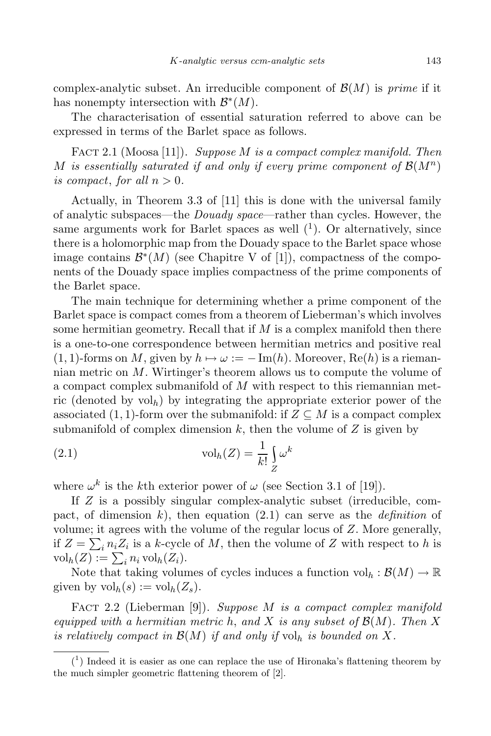complex-analytic subset. An irreducible component of $\mathcal{B}(M)$ is *prime* if it has nonempty intersection with $\mathcal{B}^*(M)$.

The characterisation of essential saturation referred to above can be expressed in terms of the Barlet space as follows.

Fact 2.1 (Moosa [11]). *Suppose $M$ is a compact complex manifold. Then $M$ is essentially saturated if and only if every prime component of $\mathcal{B}(M^n)$ is compact, for all $n > 0$.*

Actually, in Theorem 3.3 of [11] this is done with the universal family of analytic subspaces—the *Douady space*—rather than cycles. However, the same arguments work for Barlet spaces as well ([1]). Or alternatively, since there is a holomorphic map from the Douady space to the Barlet space whose image contains $\mathcal{B}^*(M)$ (see Chapitre V of [1]), compactness of the components of the Douady space implies compactness of the prime components of the Barlet space.

The main technique for determining whether a prime component of the Barlet space is compact comes from a theorem of Lieberman's which involves some hermitian geometry. Recall that if $M$ is a complex manifold then there is a one-to-one correspondence between hermitian metrics and positive real $(1,1)$-forms on $M$, given by $h \mapsto \omega := -\operatorname{Im}(h)$. Moreover, $\operatorname{Re}(h)$ is a riemannian metric on $M$. Wirtinger's theorem allows us to compute the volume of a compact complex submanifold of $M$ with respect to this riemannian metric (denoted by $\mathrm{vol}_h$) by integrating the appropriate exterior power of the associated $(1,1)$-form over the submanifold: if $Z \subseteq M$ is a compact complex submanifold of complex dimension $k$, then the volume of $Z$ is given by

$$\mathrm{vol}_h(Z) = \frac{1}{k!} \int_Z \omega^k \tag{2.1}$$

where $\omega^k$ is the $k$th exterior power of $\omega$ (see Section 3.1 of [19]).

If $Z$ is a possibly singular complex-analytic subset (irreducible, compact, of dimension $k$), then equation (2.1) can serve as the *definition* of volume; it agrees with the volume of the regular locus of $Z$. More generally, if $Z = \sum_i n_i Z_i$ is a $k$-cycle of $M$, then the volume of $Z$ with respect to $h$ is $\mathrm{vol}_h(Z) := \sum_i n_i \mathrm{vol}_h(Z_i)$.

Note that taking volumes of cycles induces a function $\mathrm{vol}_h : \mathcal{B}(M) \to \mathbb{R}$ given by $\mathrm{vol}_h(s) := \mathrm{vol}_h(Z_s)$.

Fact 2.2 (Lieberman [9]). *Suppose $M$ is a compact complex manifold equipped with a hermitian metric $h$, and $X$ is any subset of $\mathcal{B}(M)$. Then $X$ is relatively compact in $\mathcal{B}(M)$ if and only if $\mathrm{vol}_h$ is bounded on $X$.*

---

[1] Indeed it is easier as one can replace the use of Hironaka's flattening theorem by the much simpler geometric flattening theorem of [2].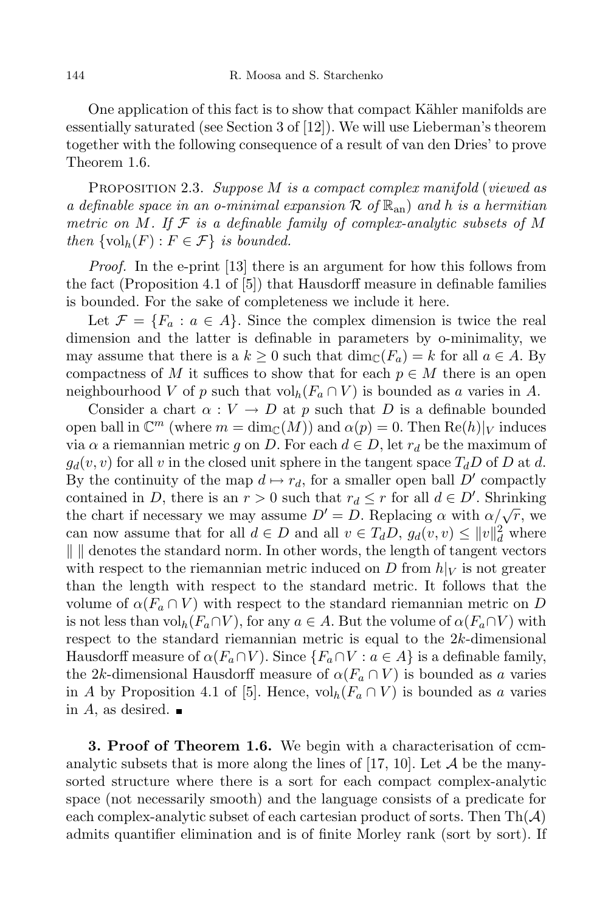One application of this fact is to show that compact Kähler manifolds are essentially saturated (see Section 3 of [12]). We will use Lieberman's theorem together with the following consequence of a result of van den Dries' to prove Theorem 1.6.

Proposition 2.3. *Suppose $M$ is a compact complex manifold* (*viewed as a definable space in an o-minimal expansion $\mathcal{R}$ of $\mathbb{R}_{\mathrm{an}}$*) *and $h$ is a hermitian metric on $M$. If $\mathcal{F}$ is a definable family of complex-analytic subsets of $M$ then $\{\mathrm{vol}_h(F) : F \in \mathcal{F}\}$ is bounded.*

*Proof.* In the e-print [13] there is an argument for how this follows from the fact (Proposition 4.1 of [5]) that Hausdorff measure in definable families is bounded. For the sake of completeness we include it here.

Let $\mathcal{F} = \{F_a : a \in A\}$. Since the complex dimension is twice the real dimension and the latter is definable in parameters by o-minimality, we may assume that there is a $k \geq 0$ such that $\dim_{\mathbb{C}}(F_a) = k$ for all $a \in A$. By compactness of $M$ it suffices to show that for each $p \in M$ there is an open neighbourhood $V$ of $p$ such that $\mathrm{vol}_h(F_a \cap V)$ is bounded as $a$ varies in $A$.

Consider a chart $\alpha : V \to D$ at $p$ such that $D$ is a definable bounded open ball in $\mathbb{C}^m$ (where $m = \dim_{\mathbb{C}}(M)$) and $\alpha(p) = 0$. Then $\mathrm{Re}(h)|_V$ induces via $\alpha$ a riemannian metric $g$ on $D$. For each $d \in D$, let $r_d$ be the maximum of $g_d(v, v)$ for all $v$ in the closed unit sphere in the tangent space $T_d D$ of $D$ at $d$. By the continuity of the map $d \mapsto r_d$, for a smaller open ball $D'$ compactly contained in $D$, there is an $r > 0$ such that $r_d \leq r$ for all $d \in D'$. Shrinking the chart if necessary we may assume $D' = D$. Replacing $\alpha$ with $\alpha/\sqrt{r}$, we can now assume that for all $d \in D$ and all $v \in T_d D$, $g_d(v, v) \leq \|v\|_d^2$ where $\| \ \|$ denotes the standard norm. In other words, the length of tangent vectors with respect to the riemannian metric induced on $D$ from $h|_V$ is not greater than the length with respect to the standard metric. It follows that the volume of $\alpha(F_a \cap V)$ with respect to the standard riemannian metric on $D$ is not less than $\mathrm{vol}_h(F_a \cap V)$, for any $a \in A$. But the volume of $\alpha(F_a \cap V)$ with respect to the standard riemannian metric is equal to the $2k$-dimensional Hausdorff measure of $\alpha(F_a \cap V)$. Since $\{F_a \cap V : a \in A\}$ is a definable family, the $2k$-dimensional Hausdorff measure of $\alpha(F_a \cap V)$ is bounded as $a$ varies in $A$ by Proposition 4.1 of [5]. Hence, $\mathrm{vol}_h(F_a \cap V)$ is bounded as $a$ varies in $A$, as desired. ∎

## 3. Proof of Theorem 1.6.

We begin with a characterisation of ccm-analytic subsets that is more along the lines of [17, 10]. Let $\mathcal{A}$ be the many-sorted structure where there is a sort for each compact complex-analytic space (not necessarily smooth) and the language consists of a predicate for each complex-analytic subset of each cartesian product of sorts. Then $\mathrm{Th}(\mathcal{A})$ admits quantifier elimination and is of finite Morley rank (sort by sort). If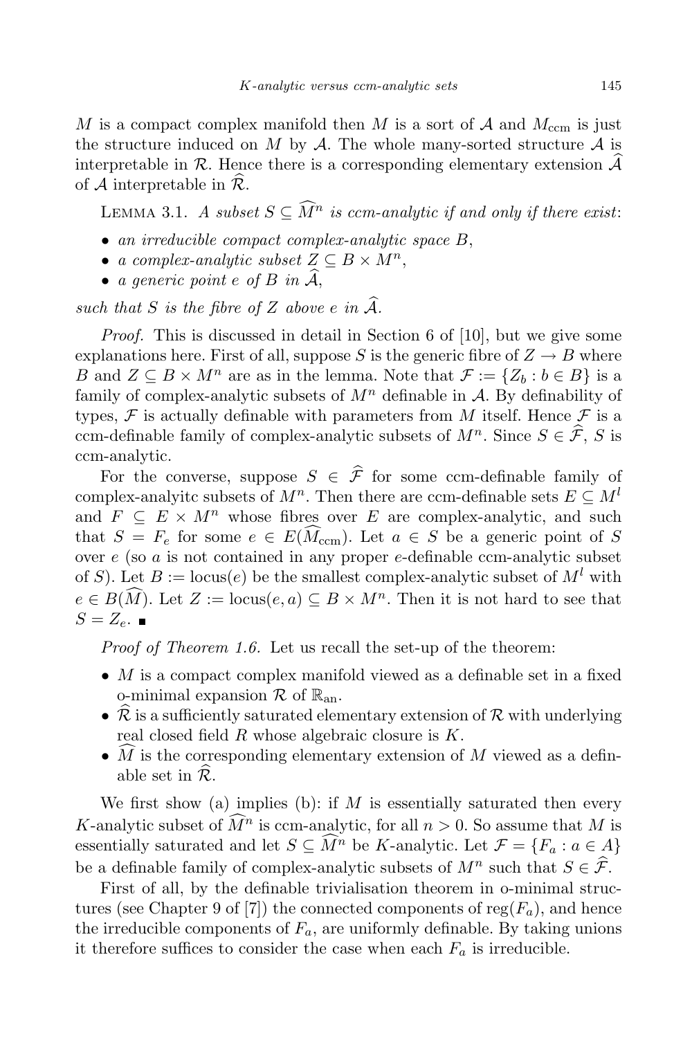$M$ is a compact complex manifold then $M$ is a sort of $\mathcal{A}$ and $M_{\mathrm{ccm}}$ is just the structure induced on $M$ by $\mathcal{A}$. The whole many-sorted structure $\mathcal{A}$ is interpretable in $\mathcal{R}$. Hence there is a corresponding elementary extension $\widehat{\mathcal{A}}$ of $\mathcal{A}$ interpretable in $\widehat{\mathcal{R}}$.

Lemma 3.1. *A subset $S \subseteq \widehat{M}^n$ is ccm-analytic if and only if there exist*:

- *an irreducible compact complex-analytic space $B$,*
- *a complex-analytic subset $Z \subseteq B \times M^n$,*
- *a generic point $e$ of $B$ in $\widehat{\mathcal{A}}$,*

*such that $S$ is the fibre of $Z$ above $e$ in $\widehat{\mathcal{A}}$.*

*Proof.* This is discussed in detail in Section 6 of [10], but we give some explanations here. First of all, suppose $S$ is the generic fibre of $Z \to B$ where $B$ and $Z \subseteq B \times M^n$ are as in the lemma. Note that $\mathcal{F} := \{Z_b : b \in B\}$ is a family of complex-analytic subsets of $M^n$ definable in $\mathcal{A}$. By definability of types, $\mathcal{F}$ is actually definable with parameters from $M$ itself. Hence $\mathcal{F}$ is a ccm-definable family of complex-analytic subsets of $M^n$. Since $S \in \widehat{\mathcal{F}}$, $S$ is ccm-analytic.

For the converse, suppose $S \in \widehat{\mathcal{F}}$ for some ccm-definable family of complex-analyitc subsets of $M^n$. Then there are ccm-definable sets $E \subseteq M^l$ and $F \subseteq E \times M^n$ whose fibres over $E$ are complex-analytic, and such that $S = F_e$ for some $e \in E(\widehat{M}_{\mathrm{ccm}})$. Let $a \in S$ be a generic point of $S$ over $e$ (so $a$ is not contained in any proper $e$-definable ccm-analytic subset of $S$). Let $B := \mathrm{locus}(e)$ be the smallest complex-analytic subset of $M^l$ with $e \in B(\widehat{M})$. Let $Z := \mathrm{locus}(e, a) \subseteq B \times M^n$. Then it is not hard to see that $S = Z_e$. ∎

*Proof of Theorem 1.6.* Let us recall the set-up of the theorem:

- $M$ is a compact complex manifold viewed as a definable set in a fixed o-minimal expansion $\mathcal{R}$ of $\mathbb{R}_{\mathrm{an}}$.
- $\widehat{\mathcal{R}}$ is a sufficiently saturated elementary extension of $\mathcal{R}$ with underlying real closed field $R$ whose algebraic closure is $K$.
- $\widehat{M}$ is the corresponding elementary extension of $M$ viewed as a definable set in $\widehat{\mathcal{R}}$.

We first show (a) implies (b): if $M$ is essentially saturated then every $K$-analytic subset of $\widehat{M}^n$ is ccm-analytic, for all $n > 0$. So assume that $M$ is essentially saturated and let $S \subseteq \widehat{M}^n$ be $K$-analytic. Let $\mathcal{F} = \{F_a : a \in A\}$ be a definable family of complex-analytic subsets of $M^n$ such that $S \in \widehat{\mathcal{F}}$.

First of all, by the definable trivialisation theorem in o-minimal structures (see Chapter 9 of [7]) the connected components of $\mathrm{reg}(F_a)$, and hence the irreducible components of $F_a$, are uniformly definable. By taking unions it therefore suffices to consider the case when each $F_a$ is irreducible.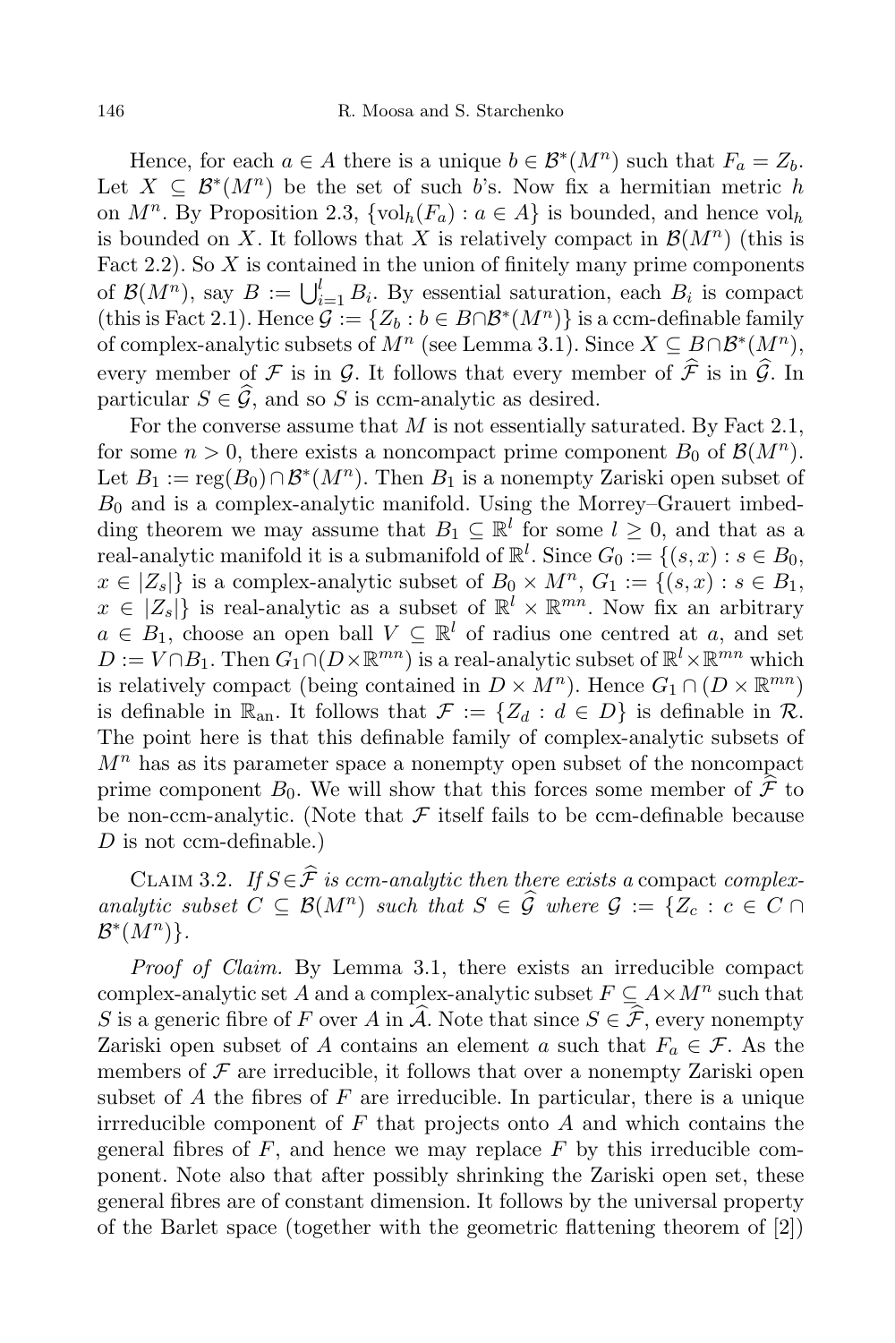Hence, for each $a \in A$ there is a unique $b \in \mathcal{B}^*(M^n)$ such that $F_a = Z_b$. Let $X \subseteq \mathcal{B}^*(M^n)$ be the set of such $b$'s. Now fix a hermitian metric $h$ on $M^n$. By Proposition 2.3, $\{\mathrm{vol}_h(F_a) : a \in A\}$ is bounded, and hence $\mathrm{vol}_h$ is bounded on $X$. It follows that $X$ is relatively compact in $\mathcal{B}(M^n)$ (this is Fact 2.2). So $X$ is contained in the union of finitely many prime components of $\mathcal{B}(M^n)$, say $B := \bigcup_{i=1}^{l} B_i$. By essential saturation, each $B_i$ is compact (this is Fact 2.1). Hence $\mathcal{G} := \{Z_b : b \in B \cap \mathcal{B}^*(M^n)\}$ is a ccm-definable family of complex-analytic subsets of $M^n$ (see Lemma 3.1). Since $X \subseteq B \cap \mathcal{B}^*(M^n)$, every member of $\mathcal{F}$ is in $\mathcal{G}$. It follows that every member of $\widehat{\mathcal{F}}$ is in $\widehat{\mathcal{G}}$. In particular $S \in \widehat{\mathcal{G}}$, and so $S$ is ccm-analytic as desired.

For the converse assume that $M$ is not essentially saturated. By Fact 2.1, for some $n > 0$, there exists a noncompact prime component $B_0$ of $\mathcal{B}(M^n)$. Let $B_1 := \mathrm{reg}(B_0) \cap \mathcal{B}^*(M^n)$. Then $B_1$ is a nonempty Zariski open subset of $B_0$ and is a complex-analytic manifold. Using the Morrey–Grauert imbedding theorem we may assume that $B_1 \subseteq \mathbb{R}^l$ for some $l \geq 0$, and that as a real-analytic manifold it is a submanifold of $\mathbb{R}^l$. Since $G_0 := \{(s, x) : s \in B_0, x \in |Z_s|\}$ is a complex-analytic subset of $B_0 \times M^n$, $G_1 := \{(s, x) : s \in B_1, x \in |Z_s|\}$ is real-analytic as a subset of $\mathbb{R}^l \times \mathbb{R}^{mn}$. Now fix an arbitrary $a \in B_1$, choose an open ball $V \subseteq \mathbb{R}^l$ of radius one centred at $a$, and set $D := V \cap B_1$. Then $G_1 \cap (D \times \mathbb{R}^{mn})$ is a real-analytic subset of $\mathbb{R}^l \times \mathbb{R}^{mn}$ which is relatively compact (being contained in $D \times M^n$). Hence $G_1 \cap (D \times \mathbb{R}^{mn})$ is definable in $\mathbb{R}_{\mathrm{an}}$. It follows that $\mathcal{F} := \{Z_d : d \in D\}$ is definable in $\mathcal{R}$. The point here is that this definable family of complex-analytic subsets of $M^n$ has as its parameter space a nonempty open subset of the noncompact prime component $B_0$. We will show that this forces some member of $\widehat{\mathcal{F}}$ to be non-ccm-analytic. (Note that $\mathcal{F}$ itself fails to be ccm-definable because $D$ is not ccm-definable.)

Claim 3.2. *If $S \in \widehat{\mathcal{F}}$ is ccm-analytic then there exists a* compact *complex-analytic subset $C \subseteq \mathcal{B}(M^n)$ such that $S \in \widehat{\mathcal{G}}$ where $\mathcal{G} := \{Z_c : c \in C \cap \mathcal{B}^*(M^n)\}$.*

*Proof of Claim.* By Lemma 3.1, there exists an irreducible compact complex-analytic set $A$ and a complex-analytic subset $F \subseteq A \times M^n$ such that $S$ is a generic fibre of $F$ over $A$ in $\widehat{\mathcal{A}}$. Note that since $S \in \widehat{\mathcal{F}}$, every nonempty Zariski open subset of $A$ contains an element $a$ such that $F_a \in \mathcal{F}$. As the members of $\mathcal{F}$ are irreducible, it follows that over a nonempty Zariski open subset of $A$ the fibres of $F$ are irreducible. In particular, there is a unique irrreducible component of $F$ that projects onto $A$ and which contains the general fibres of $F$, and hence we may replace $F$ by this irreducible component. Note also that after possibly shrinking the Zariski open set, these general fibres are of constant dimension. It follows by the universal property of the Barlet space (together with the geometric flattening theorem of [2])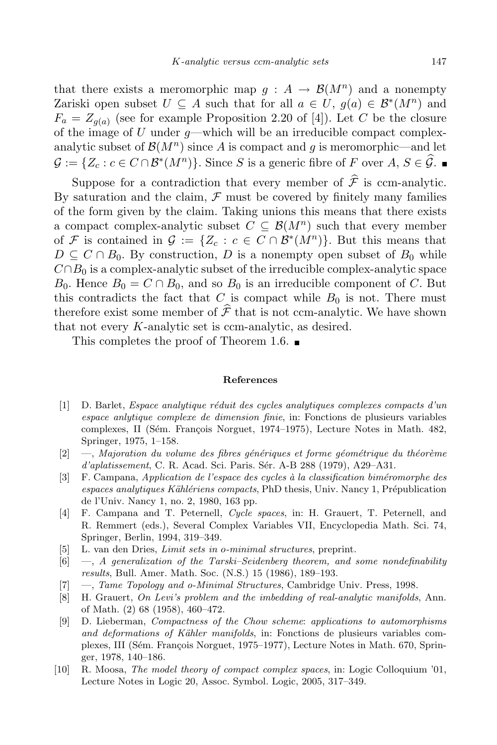that there exists a meromorphic map $g : A \to \mathcal{B}(M^n)$ and a nonempty Zariski open subset $U \subseteq A$ such that for all $a \in U$, $g(a) \in \mathcal{B}^*(M^n)$ and $F_a = Z_{g(a)}$ (see for example Proposition 2.20 of [4]). Let $C$ be the closure of the image of $U$ under $g$—which will be an irreducible compact complex-analytic subset of $\mathcal{B}(M^n)$ since $A$ is compact and $g$ is meromorphic—and let $\mathcal{G} := \{Z_c : c \in C \cap \mathcal{B}^*(M^n)\}$. Since $S$ is a generic fibre of $F$ over $A$, $S \in \widehat{\mathcal{G}}$. ■

Suppose for a contradiction that every member of $\widehat{\mathcal{F}}$ is ccm-analytic. By saturation and the claim, $\mathcal{F}$ must be covered by finitely many families of the form given by the claim. Taking unions this means that there exists a compact complex-analytic subset $C \subseteq \mathcal{B}(M^n)$ such that every member of $\mathcal{F}$ is contained in $\mathcal{G} := \{Z_c : c \in C \cap \mathcal{B}^*(M^n)\}$. But this means that $D \subseteq C \cap B_0$. By construction, $D$ is a nonempty open subset of $B_0$ while $C \cap B_0$ is a complex-analytic subset of the irreducible complex-analytic space $B_0$. Hence $B_0 = C \cap B_0$, and so $B_0$ is an irreducible component of $C$. But this contradicts the fact that $C$ is compact while $B_0$ is not. There must therefore exist some member of $\widehat{\mathcal{F}}$ that is not ccm-analytic. We have shown that not every $K$-analytic set is ccm-analytic, as desired.

This completes the proof of Theorem 1.6. ■

## References

[1] D. Barlet, *Espace analytique réduit des cycles analytiques complexes compacts d'un espace anlytique complexe de dimension finie*, in: Fonctions de plusieurs variables complexes, II (Sém. François Norguet, 1974–1975), Lecture Notes in Math. 482, Springer, 1975, 1–158.

[2] —, *Majoration du volume des fibres génériques et forme géométrique du théorème d'aplatissement*, C. R. Acad. Sci. Paris. Sér. A-B 288 (1979), A29–A31.

[3] F. Campana, *Application de l'espace des cycles à la classification biméromorphe des espaces analytiques Kählériens compacts*, PhD thesis, Univ. Nancy 1, Prépublication de l'Univ. Nancy 1, no. 2, 1980, 163 pp.

[4] F. Campana and T. Peternell, *Cycle spaces*, in: H. Grauert, T. Peternell, and R. Remmert (eds.), Several Complex Variables VII, Encyclopedia Math. Sci. 74, Springer, Berlin, 1994, 319–349.

[5] L. van den Dries, *Limit sets in o-minimal structures*, preprint.

[6] —, *A generalization of the Tarski–Seidenberg theorem, and some nondefinability results*, Bull. Amer. Math. Soc. (N.S.) 15 (1986), 189–193.

[7] —, *Tame Topology and o-Minimal Structures*, Cambridge Univ. Press, 1998.

[8] H. Grauert, *On Levi's problem and the imbedding of real-analytic manifolds*, Ann. of Math. (2) 68 (1958), 460–472.

[9] D. Lieberman, *Compactness of the Chow scheme: applications to automorphisms and deformations of Kähler manifolds*, in: Fonctions de plusieurs variables complexes, III (Sém. François Norguet, 1975–1977), Lecture Notes in Math. 670, Springer, 1978, 140–186.

[10] R. Moosa, *The model theory of compact complex spaces*, in: Logic Colloquium '01, Lecture Notes in Logic 20, Assoc. Symbol. Logic, 2005, 317–349.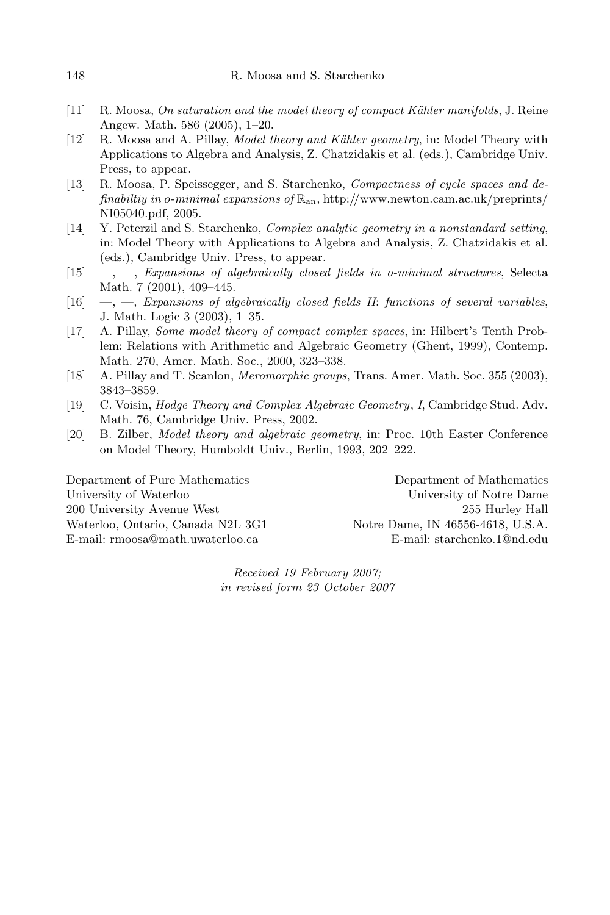[11] R. Moosa, *On saturation and the model theory of compact Kähler manifolds*, J. Reine Angew. Math. 586 (2005), 1–20.

[12] R. Moosa and A. Pillay, *Model theory and Kähler geometry*, in: Model Theory with Applications to Algebra and Analysis, Z. Chatzidakis et al. (eds.), Cambridge Univ. Press, to appear.

[13] R. Moosa, P. Speissegger, and S. Starchenko, *Compactness of cycle spaces and definabiltiy in o-minimal expansions of* $\mathbb{R}_{\mathrm{an}}$, http://www.newton.cam.ac.uk/preprints/NI05040.pdf, 2005.

[14] Y. Peterzil and S. Starchenko, *Complex analytic geometry in a nonstandard setting*, in: Model Theory with Applications to Algebra and Analysis, Z. Chatzidakis et al. (eds.), Cambridge Univ. Press, to appear.

[15] —, —, *Expansions of algebraically closed fields in o-minimal structures*, Selecta Math. 7 (2001), 409–445.

[16] —, —, *Expansions of algebraically closed fields II: functions of several variables*, J. Math. Logic 3 (2003), 1–35.

[17] A. Pillay, *Some model theory of compact complex spaces*, in: Hilbert's Tenth Problem: Relations with Arithmetic and Algebraic Geometry (Ghent, 1999), Contemp. Math. 270, Amer. Math. Soc., 2000, 323–338.

[18] A. Pillay and T. Scanlon, *Meromorphic groups*, Trans. Amer. Math. Soc. 355 (2003), 3843–3859.

[19] C. Voisin, *Hodge Theory and Complex Algebraic Geometry*, *I*, Cambridge Stud. Adv. Math. 76, Cambridge Univ. Press, 2002.

[20] B. Zilber, *Model theory and algebraic geometry*, in: Proc. 10th Easter Conference on Model Theory, Humboldt Univ., Berlin, 1993, 202–222.

Department of Pure Mathematics
University of Waterloo
200 University Avenue West
Waterloo, Ontario, Canada N2L 3G1
E-mail: rmoosa@math.uwaterloo.ca

Department of Mathematics
University of Notre Dame
255 Hurley Hall
Notre Dame, IN 46556-4618, U.S.A.
E-mail: starchenko.1@nd.edu

*Received 19 February 2007;*
*in revised form 23 October 2007*